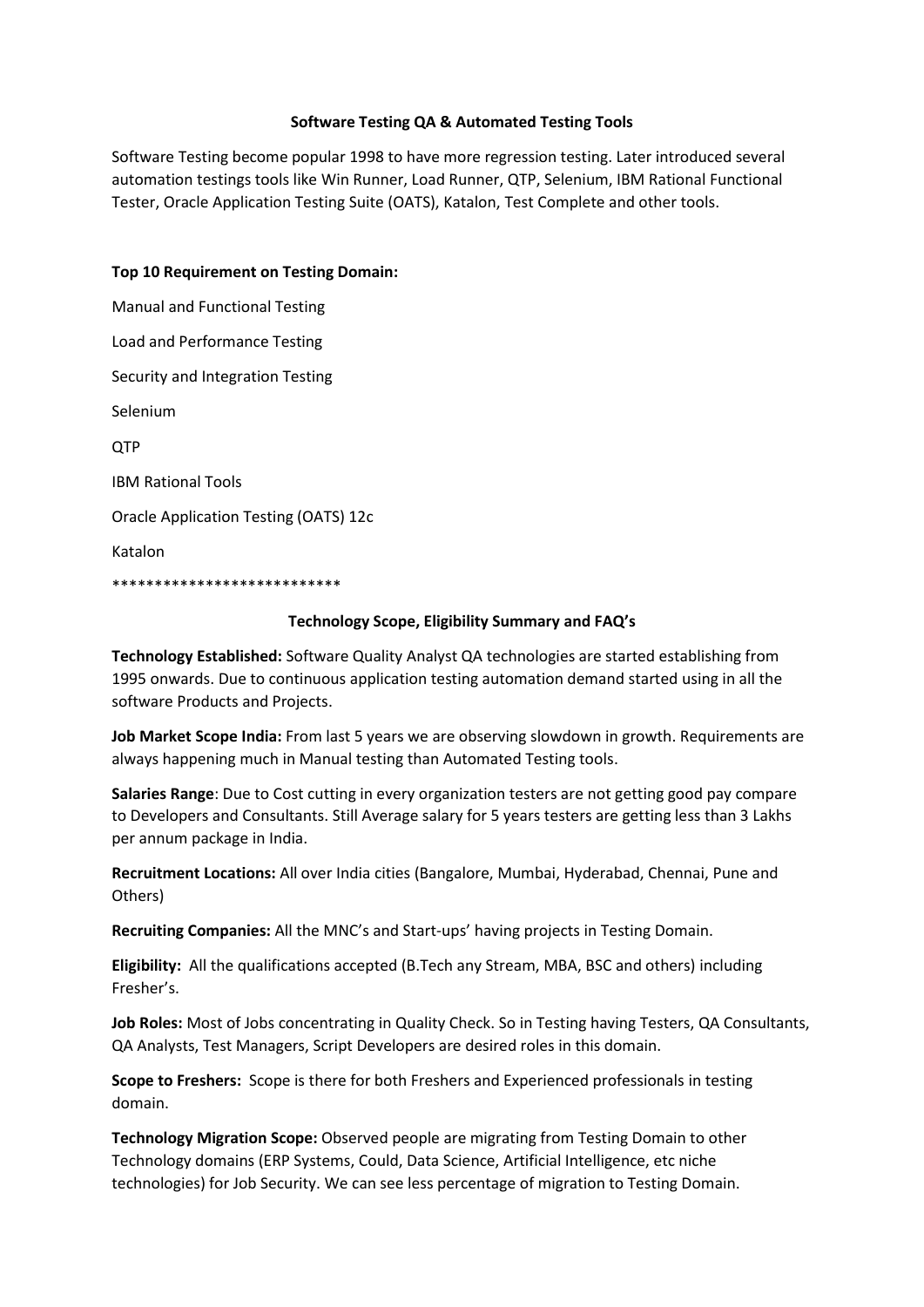**Software Testing QA & Automated Testing Tools**

Software Testing become popular 1998 to have more regression testing. Later introduced several automation testings tools like Win Runner, Load Runner, QTP, Selenium, IBM Rational Functional Tester, Oracle Application Testing Suite (OATS), Katalon, Test Complete and other tools.

**Top 10 Requirement on Testing Domain:**

Manual and Functional Testing

Load and Performance Testing

Security and Integration Testing

Selenium

QTP

IBM Rational Tools

Oracle Application Testing (OATS) 12c

Katalon

***************************

**Technology Scope, Eligibility Summary and FAQ's**

**Technology Established:** Software Quality Analyst QA technologies are started establishing from 1995 onwards. Due to continuous application testing automation demand started using in all the software Products and Projects.

**Job Market Scope India:** From last 5 years we are observing slowdown in growth. Requirements are always happening much in Manual testing than Automated Testing tools.

**Salaries Range**: Due to Cost cutting in every organization testers are not getting good pay compare to Developers and Consultants. Still Average salary for 5 years testers are getting less than 3 Lakhs per annum package in India.

**Recruitment Locations:** All over India cities (Bangalore, Mumbai, Hyderabad, Chennai, Pune and Others)

**Recruiting Companies:** All the MNC's and Start-ups' having projects in Testing Domain.

**Eligibility:** All the qualifications accepted (B.Tech any Stream, MBA, BSC and others) including Fresher's.

**Job Roles:** Most of Jobs concentrating in Quality Check. So in Testing having Testers, QA Consultants, QA Analysts, Test Managers, Script Developers are desired roles in this domain.

**Scope to Freshers:** Scope is there for both Freshers and Experienced professionals in testing domain.

**Technology Migration Scope:** Observed people are migrating from Testing Domain to other Technology domains (ERP Systems, Could, Data Science, Artificial Intelligence, etc niche technologies) for Job Security. We can see less percentage of migration to Testing Domain.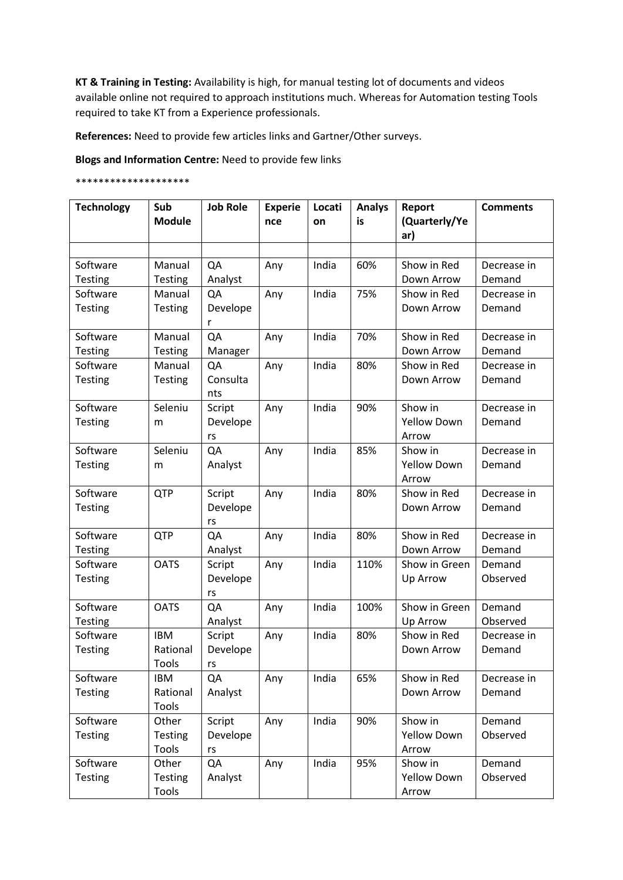**KT & Training in Testing:** Availability is high, for manual testing lot of documents and videos available online not required to approach institutions much. Whereas for Automation testing Tools required to take KT from a Experience professionals.

**References:** Need to provide few articles links and Gartner/Other surveys.

**Blogs and Information Centre:** Need to provide few links

********************

| Technology | Sub Module | Job Role | Experience | Location | Analysis | Report (Quarterly/Year) | Comments |
|---|---|---|---|---|---|---|---|
| | | | | | | | |
| Software Testing | Manual Testing | QA Analyst | Any | India | 60% | Show in Red Down Arrow | Decrease in Demand |
| Software Testing | Manual Testing | QA Developer | Any | India | 75% | Show in Red Down Arrow | Decrease in Demand |
| Software Testing | Manual Testing | QA Manager | Any | India | 70% | Show in Red Down Arrow | Decrease in Demand |
| Software Testing | Manual Testing | QA Consultants | Any | India | 80% | Show in Red Down Arrow | Decrease in Demand |
| Software Testing | Selenium | Script Developers | Any | India | 90% | Show in Yellow Down Arrow | Decrease in Demand |
| Software Testing | Selenium | QA Analyst | Any | India | 85% | Show in Yellow Down Arrow | Decrease in Demand |
| Software Testing | QTP | Script Developers | Any | India | 80% | Show in Red Down Arrow | Decrease in Demand |
| Software Testing | QTP | QA Analyst | Any | India | 80% | Show in Red Down Arrow | Decrease in Demand |
| Software Testing | OATS | Script Developers | Any | India | 110% | Show in Green Up Arrow | Demand Observed |
| Software Testing | OATS | QA Analyst | Any | India | 100% | Show in Green Up Arrow | Demand Observed |
| Software Testing | IBM Rational Tools | Script Developers | Any | India | 80% | Show in Red Down Arrow | Decrease in Demand |
| Software Testing | IBM Rational Tools | QA Analyst | Any | India | 65% | Show in Red Down Arrow | Decrease in Demand |
| Software Testing | Other Testing Tools | Script Developers | Any | India | 90% | Show in Yellow Down Arrow | Demand Observed |
| Software Testing | Other Testing Tools | QA Analyst | Any | India | 95% | Show in Yellow Down Arrow | Demand Observed |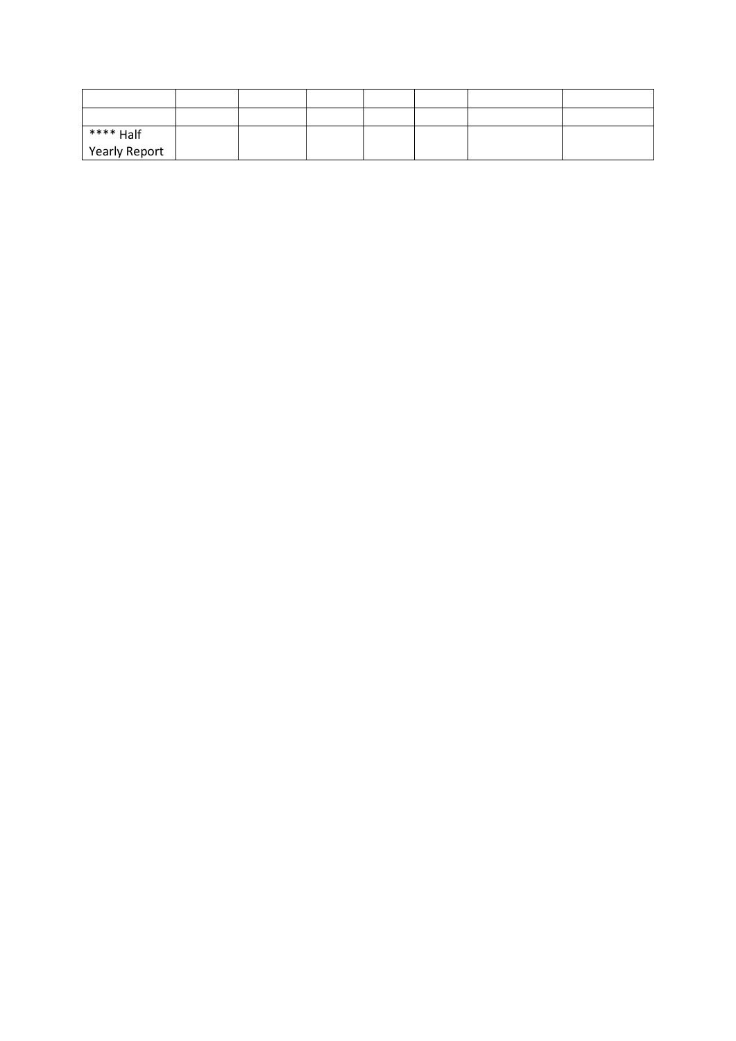| | | | | | | | |
|---|---|---|---|---|---|---|---|
| | | | | | | | |
| | | | | | | | |
| **** Half Yearly Report | | | | | | | |